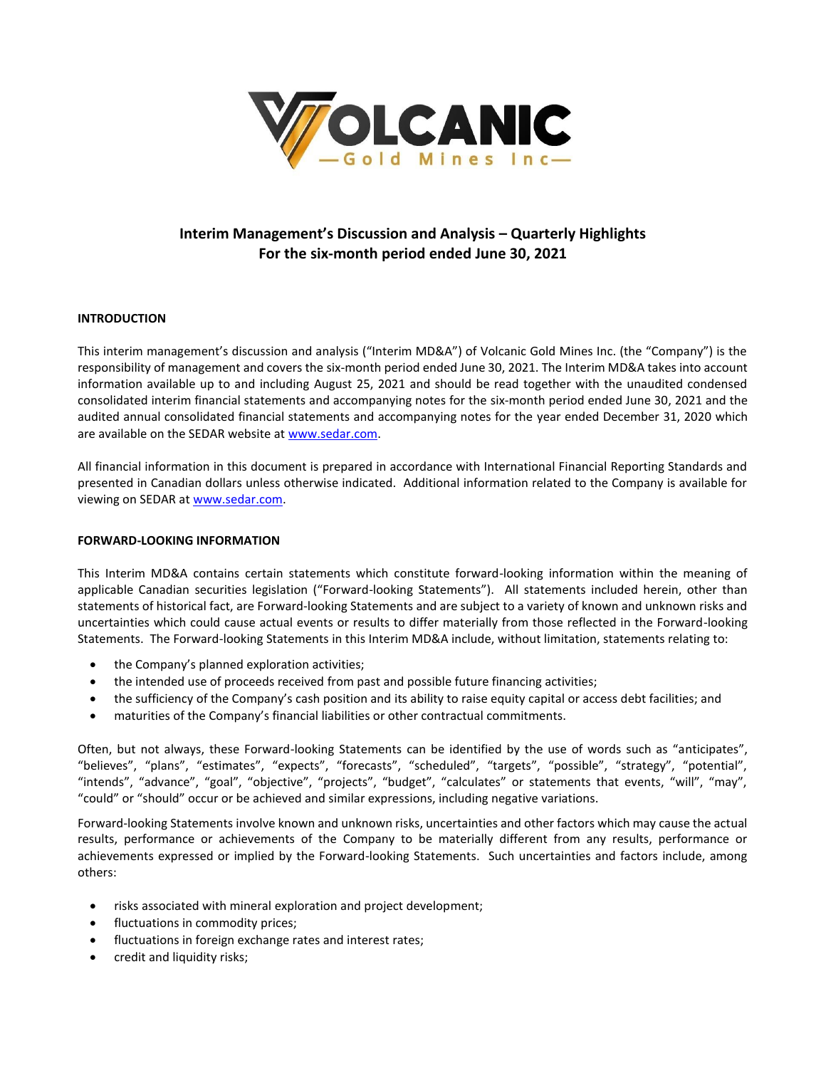# Interim Management's Discussion and Analysis – Quarterly Highlights
## For the six-month period ended June 30, 2021

### INTRODUCTION

This interim management's discussion and analysis ("Interim MD&A") of Volcanic Gold Mines Inc. (the "Company") is the responsibility of management and covers the six-month period ended June 30, 2021. The Interim MD&A takes into account information available up to and including August 25, 2021 and should be read together with the unaudited condensed consolidated interim financial statements and accompanying notes for the six-month period ended June 30, 2021 and the audited annual consolidated financial statements and accompanying notes for the year ended December 31, 2020 which are available on the SEDAR website at www.sedar.com.

All financial information in this document is prepared in accordance with International Financial Reporting Standards and presented in Canadian dollars unless otherwise indicated. Additional information related to the Company is available for viewing on SEDAR at www.sedar.com.

### FORWARD-LOOKING INFORMATION

This Interim MD&A contains certain statements which constitute forward-looking information within the meaning of applicable Canadian securities legislation ("Forward-looking Statements"). All statements included herein, other than statements of historical fact, are Forward-looking Statements and are subject to a variety of known and unknown risks and uncertainties which could cause actual events or results to differ materially from those reflected in the Forward-looking Statements. The Forward-looking Statements in this Interim MD&A include, without limitation, statements relating to:

- the Company's planned exploration activities;
- the intended use of proceeds received from past and possible future financing activities;
- the sufficiency of the Company's cash position and its ability to raise equity capital or access debt facilities; and
- maturities of the Company's financial liabilities or other contractual commitments.

Often, but not always, these Forward-looking Statements can be identified by the use of words such as "anticipates", "believes", "plans", "estimates", "expects", "forecasts", "scheduled", "targets", "possible", "strategy", "potential", "intends", "advance", "goal", "objective", "projects", "budget", "calculates" or statements that events, "will", "may", "could" or "should" occur or be achieved and similar expressions, including negative variations.

Forward-looking Statements involve known and unknown risks, uncertainties and other factors which may cause the actual results, performance or achievements of the Company to be materially different from any results, performance or achievements expressed or implied by the Forward-looking Statements. Such uncertainties and factors include, among others:

- risks associated with mineral exploration and project development;
- fluctuations in commodity prices;
- fluctuations in foreign exchange rates and interest rates;
- credit and liquidity risks;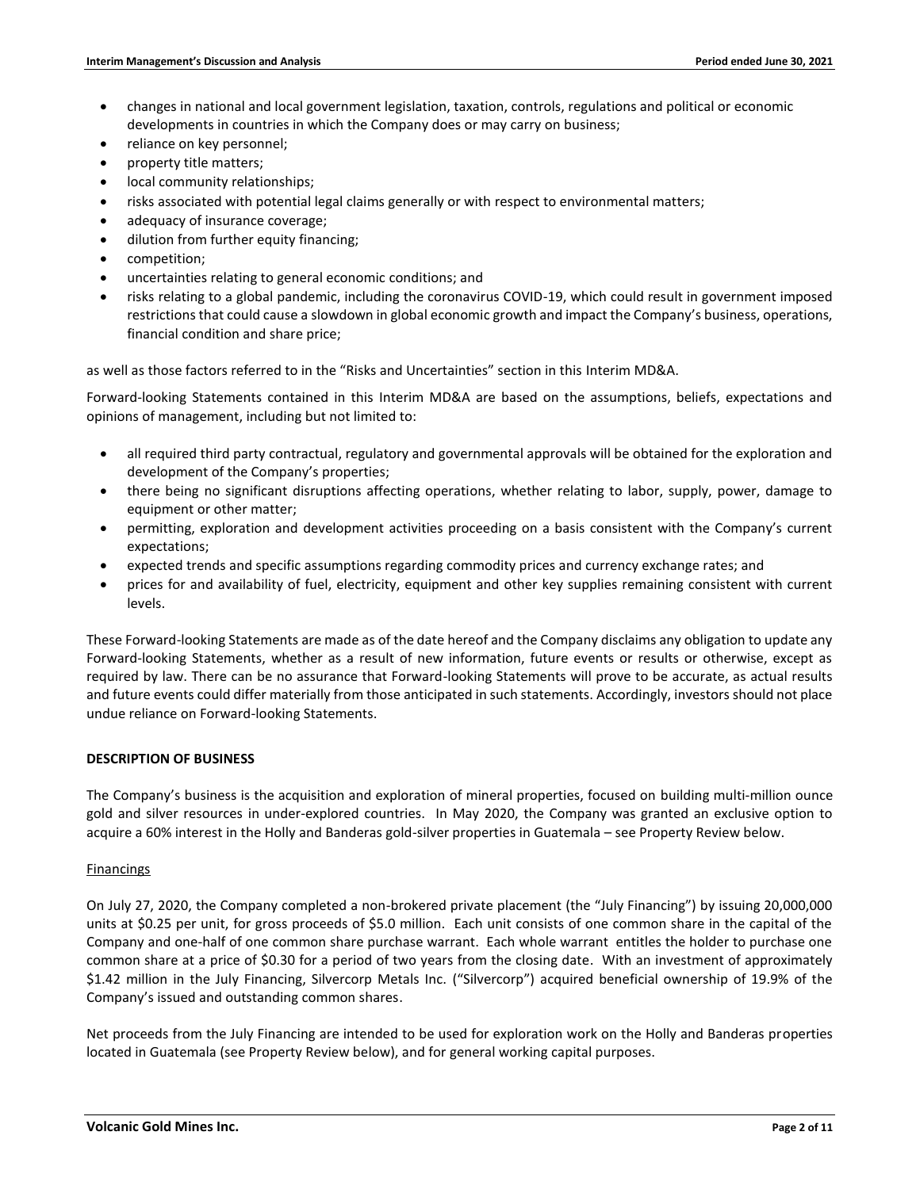- changes in national and local government legislation, taxation, controls, regulations and political or economic developments in countries in which the Company does or may carry on business;
- reliance on key personnel;
- property title matters;
- local community relationships;
- risks associated with potential legal claims generally or with respect to environmental matters;
- adequacy of insurance coverage;
- dilution from further equity financing;
- competition;
- uncertainties relating to general economic conditions; and
- risks relating to a global pandemic, including the coronavirus COVID-19, which could result in government imposed restrictions that could cause a slowdown in global economic growth and impact the Company's business, operations, financial condition and share price;

as well as those factors referred to in the "Risks and Uncertainties" section in this Interim MD&A.

Forward-looking Statements contained in this Interim MD&A are based on the assumptions, beliefs, expectations and opinions of management, including but not limited to:

- all required third party contractual, regulatory and governmental approvals will be obtained for the exploration and development of the Company's properties;
- there being no significant disruptions affecting operations, whether relating to labor, supply, power, damage to equipment or other matter;
- permitting, exploration and development activities proceeding on a basis consistent with the Company's current expectations;
- expected trends and specific assumptions regarding commodity prices and currency exchange rates; and
- prices for and availability of fuel, electricity, equipment and other key supplies remaining consistent with current levels.

These Forward-looking Statements are made as of the date hereof and the Company disclaims any obligation to update any Forward-looking Statements, whether as a result of new information, future events or results or otherwise, except as required by law. There can be no assurance that Forward-looking Statements will prove to be accurate, as actual results and future events could differ materially from those anticipated in such statements. Accordingly, investors should not place undue reliance on Forward-looking Statements.

## DESCRIPTION OF BUSINESS

The Company's business is the acquisition and exploration of mineral properties, focused on building multi-million ounce gold and silver resources in under-explored countries. In May 2020, the Company was granted an exclusive option to acquire a 60% interest in the Holly and Banderas gold-silver properties in Guatemala – see Property Review below.

### Financings

On July 27, 2020, the Company completed a non-brokered private placement (the "July Financing") by issuing 20,000,000 units at $0.25 per unit, for gross proceeds of $5.0 million. Each unit consists of one common share in the capital of the Company and one-half of one common share purchase warrant. Each whole warrant entitles the holder to purchase one common share at a price of $0.30 for a period of two years from the closing date. With an investment of approximately $1.42 million in the July Financing, Silvercorp Metals Inc. ("Silvercorp") acquired beneficial ownership of 19.9% of the Company's issued and outstanding common shares.

Net proceeds from the July Financing are intended to be used for exploration work on the Holly and Banderas properties located in Guatemala (see Property Review below), and for general working capital purposes.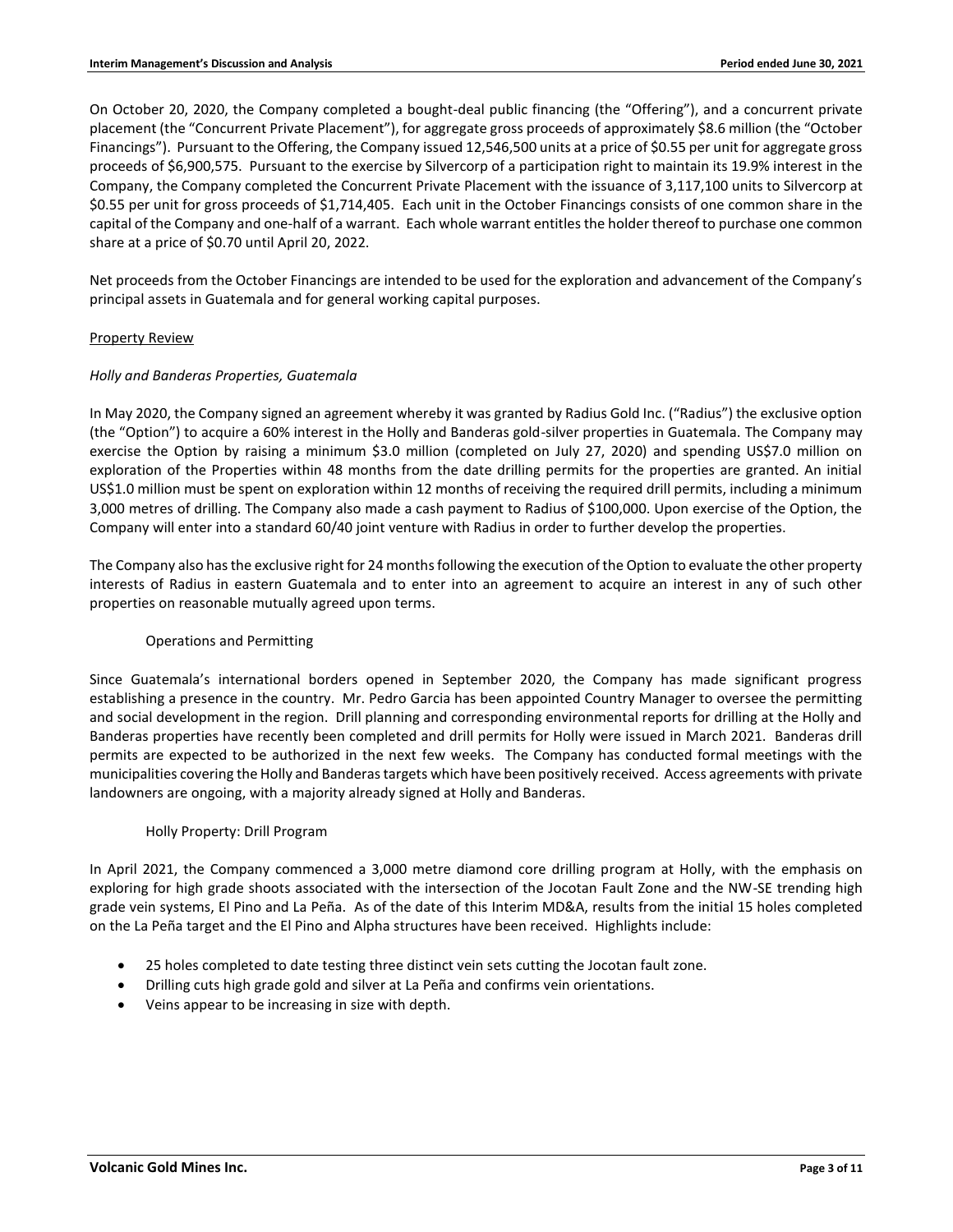On October 20, 2020, the Company completed a bought-deal public financing (the "Offering"), and a concurrent private placement (the "Concurrent Private Placement"), for aggregate gross proceeds of approximately $8.6 million (the "October Financings"). Pursuant to the Offering, the Company issued 12,546,500 units at a price of $0.55 per unit for aggregate gross proceeds of $6,900,575. Pursuant to the exercise by Silvercorp of a participation right to maintain its 19.9% interest in the Company, the Company completed the Concurrent Private Placement with the issuance of 3,117,100 units to Silvercorp at $0.55 per unit for gross proceeds of $1,714,405. Each unit in the October Financings consists of one common share in the capital of the Company and one-half of a warrant. Each whole warrant entitles the holder thereof to purchase one common share at a price of $0.70 until April 20, 2022.

Net proceeds from the October Financings are intended to be used for the exploration and advancement of the Company's principal assets in Guatemala and for general working capital purposes.

## Property Review

### *Holly and Banderas Properties, Guatemala*

In May 2020, the Company signed an agreement whereby it was granted by Radius Gold Inc. ("Radius") the exclusive option (the "Option") to acquire a 60% interest in the Holly and Banderas gold-silver properties in Guatemala. The Company may exercise the Option by raising a minimum $3.0 million (completed on July 27, 2020) and spending US$7.0 million on exploration of the Properties within 48 months from the date drilling permits for the properties are granted. An initial US$1.0 million must be spent on exploration within 12 months of receiving the required drill permits, including a minimum 3,000 metres of drilling. The Company also made a cash payment to Radius of $100,000. Upon exercise of the Option, the Company will enter into a standard 60/40 joint venture with Radius in order to further develop the properties.

The Company also has the exclusive right for 24 months following the execution of the Option to evaluate the other property interests of Radius in eastern Guatemala and to enter into an agreement to acquire an interest in any of such other properties on reasonable mutually agreed upon terms.

#### Operations and Permitting

Since Guatemala's international borders opened in September 2020, the Company has made significant progress establishing a presence in the country. Mr. Pedro Garcia has been appointed Country Manager to oversee the permitting and social development in the region. Drill planning and corresponding environmental reports for drilling at the Holly and Banderas properties have recently been completed and drill permits for Holly were issued in March 2021. Banderas drill permits are expected to be authorized in the next few weeks. The Company has conducted formal meetings with the municipalities covering the Holly and Banderas targets which have been positively received. Access agreements with private landowners are ongoing, with a majority already signed at Holly and Banderas.

#### Holly Property: Drill Program

In April 2021, the Company commenced a 3,000 metre diamond core drilling program at Holly, with the emphasis on exploring for high grade shoots associated with the intersection of the Jocotan Fault Zone and the NW-SE trending high grade vein systems, El Pino and La Peña. As of the date of this Interim MD&A, results from the initial 15 holes completed on the La Peña target and the El Pino and Alpha structures have been received. Highlights include:

- 25 holes completed to date testing three distinct vein sets cutting the Jocotan fault zone.
- Drilling cuts high grade gold and silver at La Peña and confirms vein orientations.
- Veins appear to be increasing in size with depth.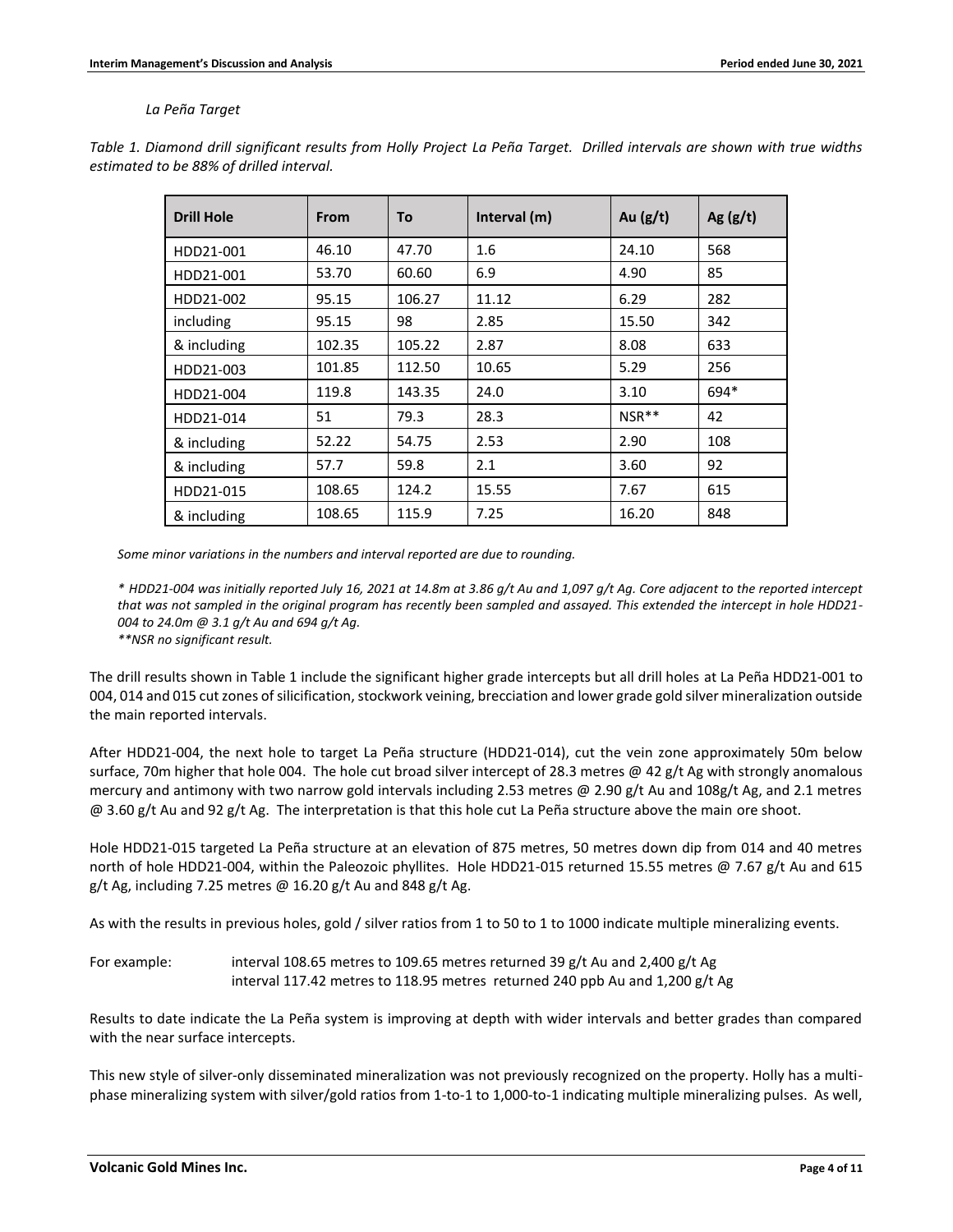*La Peña Target*

*Table 1. Diamond drill significant results from Holly Project La Peña Target. Drilled intervals are shown with true widths estimated to be 88% of drilled interval.*

| Drill Hole | From | To | Interval (m) | Au (g/t) | Ag (g/t) |
|---|---|---|---|---|---|
| HDD21-001 | 46.10 | 47.70 | 1.6 | 24.10 | 568 |
| HDD21-001 | 53.70 | 60.60 | 6.9 | 4.90 | 85 |
| HDD21-002 | 95.15 | 106.27 | 11.12 | 6.29 | 282 |
| including | 95.15 | 98 | 2.85 | 15.50 | 342 |
| & including | 102.35 | 105.22 | 2.87 | 8.08 | 633 |
| HDD21-003 | 101.85 | 112.50 | 10.65 | 5.29 | 256 |
| HDD21-004 | 119.8 | 143.35 | 24.0 | 3.10 | 694* |
| HDD21-014 | 51 | 79.3 | 28.3 | NSR** | 42 |
| & including | 52.22 | 54.75 | 2.53 | 2.90 | 108 |
| & including | 57.7 | 59.8 | 2.1 | 3.60 | 92 |
| HDD21-015 | 108.65 | 124.2 | 15.55 | 7.67 | 615 |
| & including | 108.65 | 115.9 | 7.25 | 16.20 | 848 |

*Some minor variations in the numbers and interval reported are due to rounding.*

*\* HDD21-004 was initially reported July 16, 2021 at 14.8m at 3.86 g/t Au and 1,097 g/t Ag. Core adjacent to the reported intercept that was not sampled in the original program has recently been sampled and assayed. This extended the intercept in hole HDD21-004 to 24.0m @ 3.1 g/t Au and 694 g/t Ag.*
*\*\*NSR no significant result.*

The drill results shown in Table 1 include the significant higher grade intercepts but all drill holes at La Peña HDD21-001 to 004, 014 and 015 cut zones of silicification, stockwork veining, brecciation and lower grade gold silver mineralization outside the main reported intervals.

After HDD21-004, the next hole to target La Peña structure (HDD21-014), cut the vein zone approximately 50m below surface, 70m higher that hole 004. The hole cut broad silver intercept of 28.3 metres @ 42 g/t Ag with strongly anomalous mercury and antimony with two narrow gold intervals including 2.53 metres @ 2.90 g/t Au and 108g/t Ag, and 2.1 metres @ 3.60 g/t Au and 92 g/t Ag. The interpretation is that this hole cut La Peña structure above the main ore shoot.

Hole HDD21-015 targeted La Peña structure at an elevation of 875 metres, 50 metres down dip from 014 and 40 metres north of hole HDD21-004, within the Paleozoic phyllites. Hole HDD21-015 returned 15.55 metres @ 7.67 g/t Au and 615 g/t Ag, including 7.25 metres @ 16.20 g/t Au and 848 g/t Ag.

As with the results in previous holes, gold / silver ratios from 1 to 50 to 1 to 1000 indicate multiple mineralizing events.

For example: interval 108.65 metres to 109.65 metres returned 39 g/t Au and 2,400 g/t Ag
interval 117.42 metres to 118.95 metres returned 240 ppb Au and 1,200 g/t Ag

Results to date indicate the La Peña system is improving at depth with wider intervals and better grades than compared with the near surface intercepts.

This new style of silver-only disseminated mineralization was not previously recognized on the property. Holly has a multi-phase mineralizing system with silver/gold ratios from 1-to-1 to 1,000-to-1 indicating multiple mineralizing pulses. As well,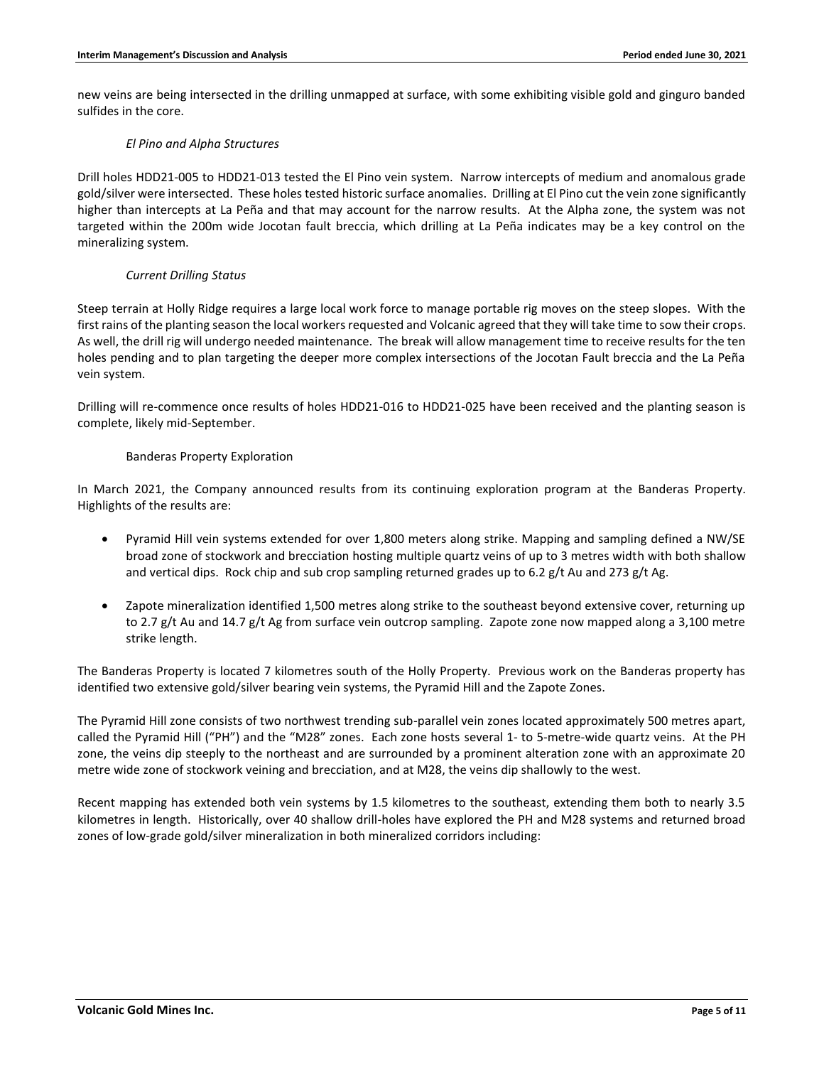new veins are being intersected in the drilling unmapped at surface, with some exhibiting visible gold and ginguro banded sulfides in the core.

*El Pino and Alpha Structures*

Drill holes HDD21-005 to HDD21-013 tested the El Pino vein system. Narrow intercepts of medium and anomalous grade gold/silver were intersected. These holes tested historic surface anomalies. Drilling at El Pino cut the vein zone significantly higher than intercepts at La Peña and that may account for the narrow results. At the Alpha zone, the system was not targeted within the 200m wide Jocotan fault breccia, which drilling at La Peña indicates may be a key control on the mineralizing system.

*Current Drilling Status*

Steep terrain at Holly Ridge requires a large local work force to manage portable rig moves on the steep slopes. With the first rains of the planting season the local workers requested and Volcanic agreed that they will take time to sow their crops. As well, the drill rig will undergo needed maintenance. The break will allow management time to receive results for the ten holes pending and to plan targeting the deeper more complex intersections of the Jocotan Fault breccia and the La Peña vein system.

Drilling will re-commence once results of holes HDD21-016 to HDD21-025 have been received and the planting season is complete, likely mid-September.

Banderas Property Exploration

In March 2021, the Company announced results from its continuing exploration program at the Banderas Property. Highlights of the results are:

- Pyramid Hill vein systems extended for over 1,800 meters along strike. Mapping and sampling defined a NW/SE broad zone of stockwork and brecciation hosting multiple quartz veins of up to 3 metres width with both shallow and vertical dips. Rock chip and sub crop sampling returned grades up to 6.2 g/t Au and 273 g/t Ag.
- Zapote mineralization identified 1,500 metres along strike to the southeast beyond extensive cover, returning up to 2.7 g/t Au and 14.7 g/t Ag from surface vein outcrop sampling. Zapote zone now mapped along a 3,100 metre strike length.

The Banderas Property is located 7 kilometres south of the Holly Property. Previous work on the Banderas property has identified two extensive gold/silver bearing vein systems, the Pyramid Hill and the Zapote Zones.

The Pyramid Hill zone consists of two northwest trending sub-parallel vein zones located approximately 500 metres apart, called the Pyramid Hill ("PH") and the "M28" zones. Each zone hosts several 1- to 5-metre-wide quartz veins. At the PH zone, the veins dip steeply to the northeast and are surrounded by a prominent alteration zone with an approximate 20 metre wide zone of stockwork veining and brecciation, and at M28, the veins dip shallowly to the west.

Recent mapping has extended both vein systems by 1.5 kilometres to the southeast, extending them both to nearly 3.5 kilometres in length. Historically, over 40 shallow drill-holes have explored the PH and M28 systems and returned broad zones of low-grade gold/silver mineralization in both mineralized corridors including: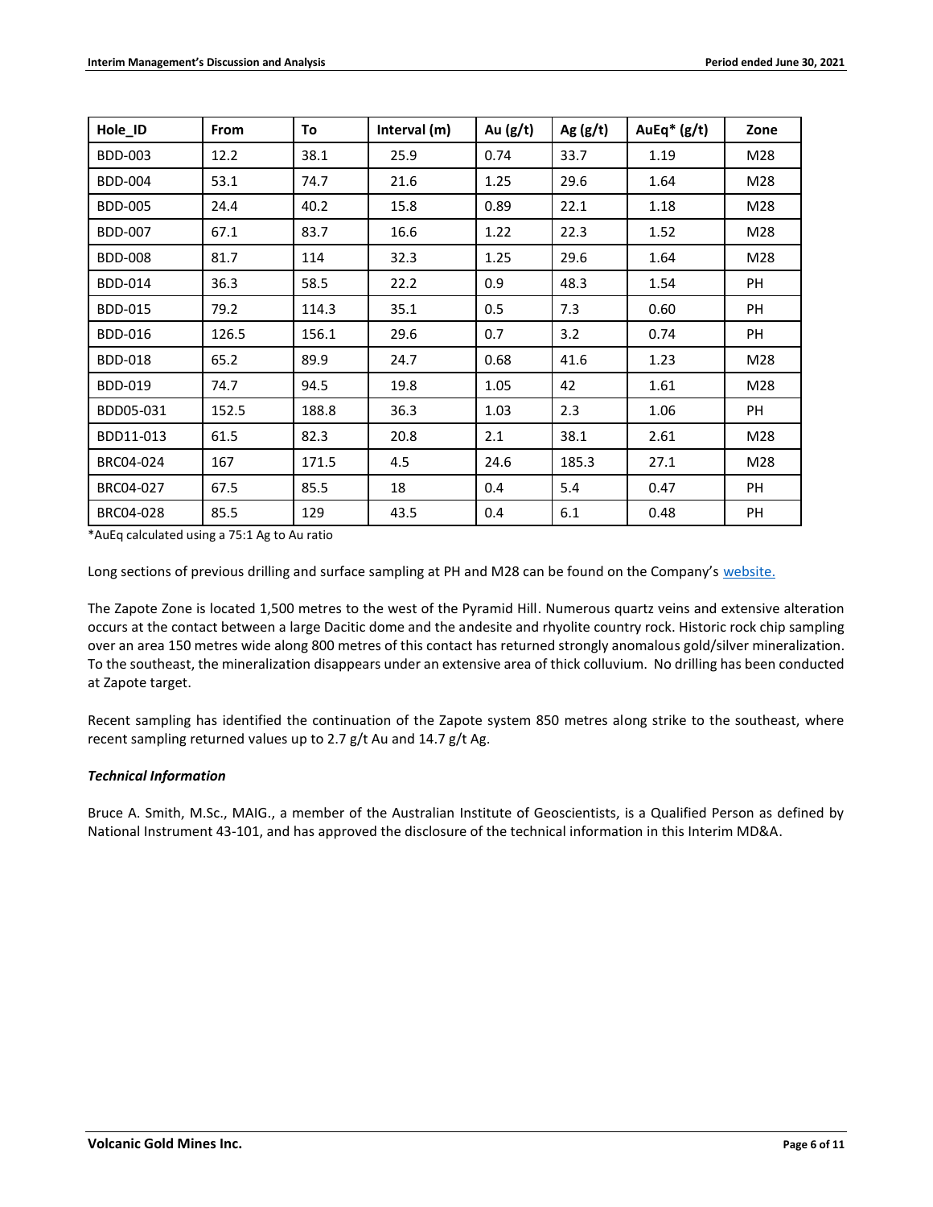| Hole_ID | From | To | Interval (m) | Au (g/t) | Ag (g/t) | AuEq* (g/t) | Zone |
|---|---|---|---|---|---|---|---|
| BDD-003 | 12.2 | 38.1 | 25.9 | 0.74 | 33.7 | 1.19 | M28 |
| BDD-004 | 53.1 | 74.7 | 21.6 | 1.25 | 29.6 | 1.64 | M28 |
| BDD-005 | 24.4 | 40.2 | 15.8 | 0.89 | 22.1 | 1.18 | M28 |
| BDD-007 | 67.1 | 83.7 | 16.6 | 1.22 | 22.3 | 1.52 | M28 |
| BDD-008 | 81.7 | 114 | 32.3 | 1.25 | 29.6 | 1.64 | M28 |
| BDD-014 | 36.3 | 58.5 | 22.2 | 0.9 | 48.3 | 1.54 | PH |
| BDD-015 | 79.2 | 114.3 | 35.1 | 0.5 | 7.3 | 0.60 | PH |
| BDD-016 | 126.5 | 156.1 | 29.6 | 0.7 | 3.2 | 0.74 | PH |
| BDD-018 | 65.2 | 89.9 | 24.7 | 0.68 | 41.6 | 1.23 | M28 |
| BDD-019 | 74.7 | 94.5 | 19.8 | 1.05 | 42 | 1.61 | M28 |
| BDD05-031 | 152.5 | 188.8 | 36.3 | 1.03 | 2.3 | 1.06 | PH |
| BDD11-013 | 61.5 | 82.3 | 20.8 | 2.1 | 38.1 | 2.61 | M28 |
| BRC04-024 | 167 | 171.5 | 4.5 | 24.6 | 185.3 | 27.1 | M28 |
| BRC04-027 | 67.5 | 85.5 | 18 | 0.4 | 5.4 | 0.47 | PH |
| BRC04-028 | 85.5 | 129 | 43.5 | 0.4 | 6.1 | 0.48 | PH |

*AuEq calculated using a 75:1 Ag to Au ratio

Long sections of previous drilling and surface sampling at PH and M28 can be found on the Company's website.

The Zapote Zone is located 1,500 metres to the west of the Pyramid Hill. Numerous quartz veins and extensive alteration occurs at the contact between a large Dacitic dome and the andesite and rhyolite country rock. Historic rock chip sampling over an area 150 metres wide along 800 metres of this contact has returned strongly anomalous gold/silver mineralization. To the southeast, the mineralization disappears under an extensive area of thick colluvium. No drilling has been conducted at Zapote target.

Recent sampling has identified the continuation of the Zapote system 850 metres along strike to the southeast, where recent sampling returned values up to 2.7 g/t Au and 14.7 g/t Ag.

***Technical Information***

Bruce A. Smith, M.Sc., MAIG., a member of the Australian Institute of Geoscientists, is a Qualified Person as defined by National Instrument 43-101, and has approved the disclosure of the technical information in this Interim MD&A.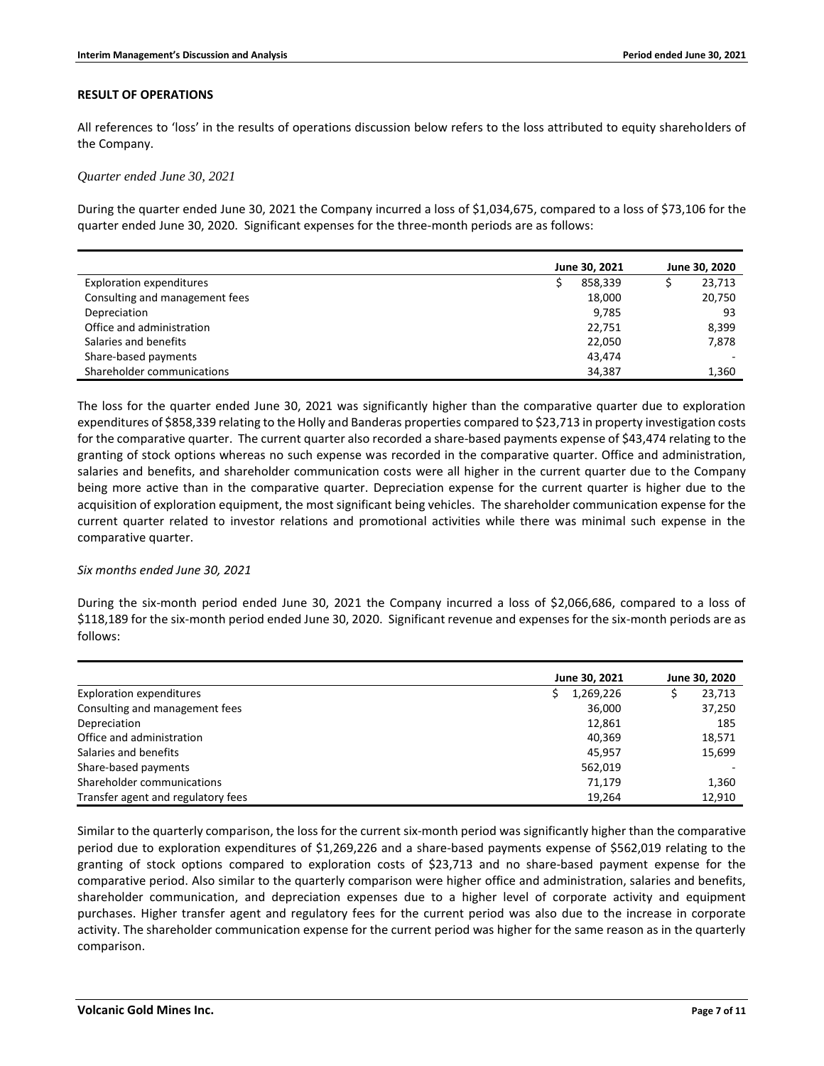## RESULT OF OPERATIONS

All references to 'loss' in the results of operations discussion below refers to the loss attributed to equity shareholders of the Company.

*Quarter ended June 30, 2021*

During the quarter ended June 30, 2021 the Company incurred a loss of $1,034,675, compared to a loss of $73,106 for the quarter ended June 30, 2020. Significant expenses for the three-month periods are as follows:

| | June 30, 2021 | June 30, 2020 |
|---|---|---|
| Exploration expenditures | $ 858,339 | $ 23,713 |
| Consulting and management fees | 18,000 | 20,750 |
| Depreciation | 9,785 | 93 |
| Office and administration | 22,751 | 8,399 |
| Salaries and benefits | 22,050 | 7,878 |
| Share-based payments | 43,474 | - |
| Shareholder communications | 34,387 | 1,360 |

The loss for the quarter ended June 30, 2021 was significantly higher than the comparative quarter due to exploration expenditures of $858,339 relating to the Holly and Banderas properties compared to $23,713 in property investigation costs for the comparative quarter. The current quarter also recorded a share-based payments expense of $43,474 relating to the granting of stock options whereas no such expense was recorded in the comparative quarter. Office and administration, salaries and benefits, and shareholder communication costs were all higher in the current quarter due to the Company being more active than in the comparative quarter. Depreciation expense for the current quarter is higher due to the acquisition of exploration equipment, the most significant being vehicles. The shareholder communication expense for the current quarter related to investor relations and promotional activities while there was minimal such expense in the comparative quarter.

*Six months ended June 30, 2021*

During the six-month period ended June 30, 2021 the Company incurred a loss of $2,066,686, compared to a loss of $118,189 for the six-month period ended June 30, 2020. Significant revenue and expenses for the six-month periods are as follows:

| | June 30, 2021 | June 30, 2020 |
|---|---|---|
| Exploration expenditures | $ 1,269,226 | $ 23,713 |
| Consulting and management fees | 36,000 | 37,250 |
| Depreciation | 12,861 | 185 |
| Office and administration | 40,369 | 18,571 |
| Salaries and benefits | 45,957 | 15,699 |
| Share-based payments | 562,019 | - |
| Shareholder communications | 71,179 | 1,360 |
| Transfer agent and regulatory fees | 19,264 | 12,910 |

Similar to the quarterly comparison, the loss for the current six-month period was significantly higher than the comparative period due to exploration expenditures of $1,269,226 and a share-based payments expense of $562,019 relating to the granting of stock options compared to exploration costs of $23,713 and no share-based payment expense for the comparative period. Also similar to the quarterly comparison were higher office and administration, salaries and benefits, shareholder communication, and depreciation expenses due to a higher level of corporate activity and equipment purchases. Higher transfer agent and regulatory fees for the current period was also due to the increase in corporate activity. The shareholder communication expense for the current period was higher for the same reason as in the quarterly comparison.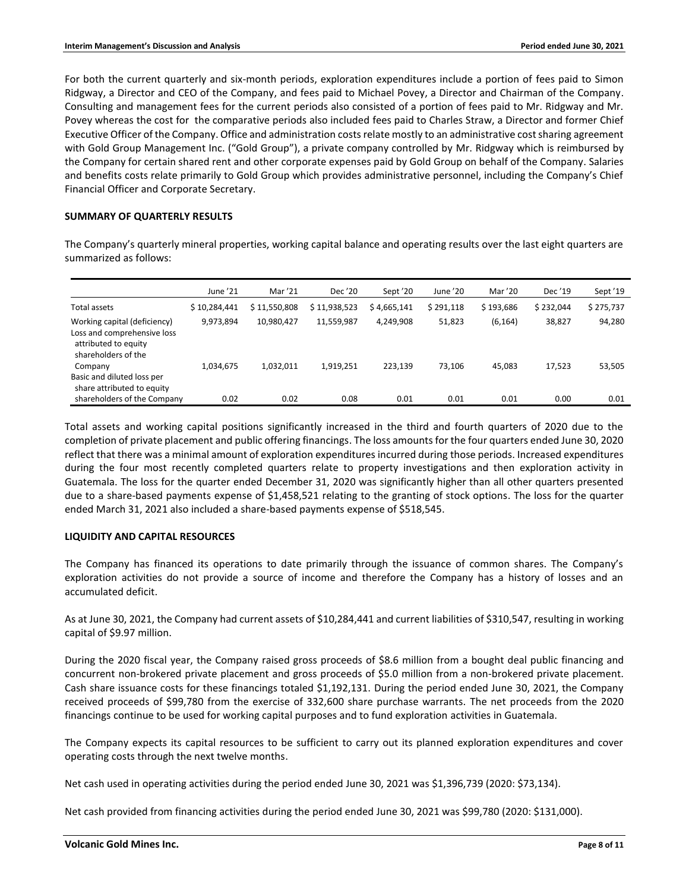For both the current quarterly and six-month periods, exploration expenditures include a portion of fees paid to Simon Ridgway, a Director and CEO of the Company, and fees paid to Michael Povey, a Director and Chairman of the Company. Consulting and management fees for the current periods also consisted of a portion of fees paid to Mr. Ridgway and Mr. Povey whereas the cost for the comparative periods also included fees paid to Charles Straw, a Director and former Chief Executive Officer of the Company. Office and administration costs relate mostly to an administrative cost sharing agreement with Gold Group Management Inc. ("Gold Group"), a private company controlled by Mr. Ridgway which is reimbursed by the Company for certain shared rent and other corporate expenses paid by Gold Group on behalf of the Company. Salaries and benefits costs relate primarily to Gold Group which provides administrative personnel, including the Company's Chief Financial Officer and Corporate Secretary.

## SUMMARY OF QUARTERLY RESULTS

The Company's quarterly mineral properties, working capital balance and operating results over the last eight quarters are summarized as follows:

| | June '21 | Mar '21 | Dec '20 | Sept '20 | June '20 | Mar '20 | Dec '19 | Sept '19 |
|---|---|---|---|---|---|---|---|---|
| Total assets | $ 10,284,441 | $ 11,550,808 | $ 11,938,523 | $ 4,665,141 | $ 291,118 | $ 193,686 | $ 232,044 | $ 275,737 |
| Working capital (deficiency) | 9,973,894 | 10,980,427 | 11,559,987 | 4,249,908 | 51,823 | (6,164) | 38,827 | 94,280 |
| Loss and comprehensive loss attributed to equity shareholders of the Company | 1,034,675 | 1,032,011 | 1,919,251 | 223,139 | 73,106 | 45,083 | 17,523 | 53,505 |
| Basic and diluted loss per share attributed to equity shareholders of the Company | 0.02 | 0.02 | 0.08 | 0.01 | 0.01 | 0.01 | 0.00 | 0.01 |

Total assets and working capital positions significantly increased in the third and fourth quarters of 2020 due to the completion of private placement and public offering financings. The loss amounts for the four quarters ended June 30, 2020 reflect that there was a minimal amount of exploration expenditures incurred during those periods. Increased expenditures during the four most recently completed quarters relate to property investigations and then exploration activity in Guatemala. The loss for the quarter ended December 31, 2020 was significantly higher than all other quarters presented due to a share-based payments expense of $1,458,521 relating to the granting of stock options. The loss for the quarter ended March 31, 2021 also included a share-based payments expense of $518,545.

## LIQUIDITY AND CAPITAL RESOURCES

The Company has financed its operations to date primarily through the issuance of common shares. The Company's exploration activities do not provide a source of income and therefore the Company has a history of losses and an accumulated deficit.

As at June 30, 2021, the Company had current assets of $10,284,441 and current liabilities of $310,547, resulting in working capital of $9.97 million.

During the 2020 fiscal year, the Company raised gross proceeds of $8.6 million from a bought deal public financing and concurrent non-brokered private placement and gross proceeds of $5.0 million from a non-brokered private placement. Cash share issuance costs for these financings totaled $1,192,131. During the period ended June 30, 2021, the Company received proceeds of $99,780 from the exercise of 332,600 share purchase warrants. The net proceeds from the 2020 financings continue to be used for working capital purposes and to fund exploration activities in Guatemala.

The Company expects its capital resources to be sufficient to carry out its planned exploration expenditures and cover operating costs through the next twelve months.

Net cash used in operating activities during the period ended June 30, 2021 was $1,396,739 (2020: $73,134).

Net cash provided from financing activities during the period ended June 30, 2021 was $99,780 (2020: $131,000).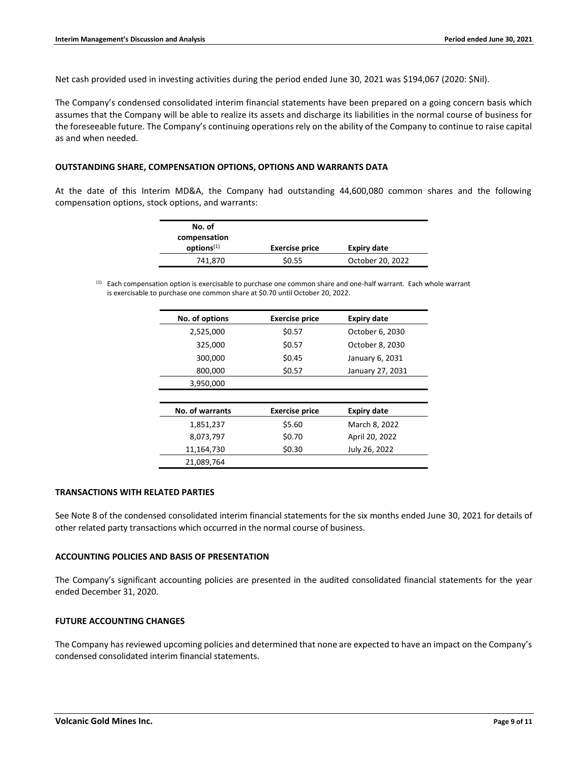Net cash provided used in investing activities during the period ended June 30, 2021 was $194,067 (2020: $Nil).

The Company's condensed consolidated interim financial statements have been prepared on a going concern basis which assumes that the Company will be able to realize its assets and discharge its liabilities in the normal course of business for the foreseeable future. The Company's continuing operations rely on the ability of the Company to continue to raise capital as and when needed.

## OUTSTANDING SHARE, COMPENSATION OPTIONS, OPTIONS AND WARRANTS DATA

At the date of this Interim MD&A, the Company had outstanding 44,600,080 common shares and the following compensation options, stock options, and warrants:

| No. of compensation options[(1)] | Exercise price | Expiry date |
|---|---|---|
| 741,870 | $0.55 | October 20, 2022 |

[(1)] Each compensation option is exercisable to purchase one common share and one-half warrant. Each whole warrant is exercisable to purchase one common share at $0.70 until October 20, 2022.

| No. of options | Exercise price | Expiry date |
|---|---|---|
| 2,525,000 | $0.57 | October 6, 2030 |
| 325,000 | $0.57 | October 8, 2030 |
| 300,000 | $0.45 | January 6, 2031 |
| 800,000 | $0.57 | January 27, 2031 |
| 3,950,000 | | |

| No. of warrants | Exercise price | Expiry date |
|---|---|---|
| 1,851,237 | $5.60 | March 8, 2022 |
| 8,073,797 | $0.70 | April 20, 2022 |
| 11,164,730 | $0.30 | July 26, 2022 |
| 21,089,764 | | |

## TRANSACTIONS WITH RELATED PARTIES

See Note 8 of the condensed consolidated interim financial statements for the six months ended June 30, 2021 for details of other related party transactions which occurred in the normal course of business.

## ACCOUNTING POLICIES AND BASIS OF PRESENTATION

The Company's significant accounting policies are presented in the audited consolidated financial statements for the year ended December 31, 2020.

## FUTURE ACCOUNTING CHANGES

The Company has reviewed upcoming policies and determined that none are expected to have an impact on the Company's condensed consolidated interim financial statements.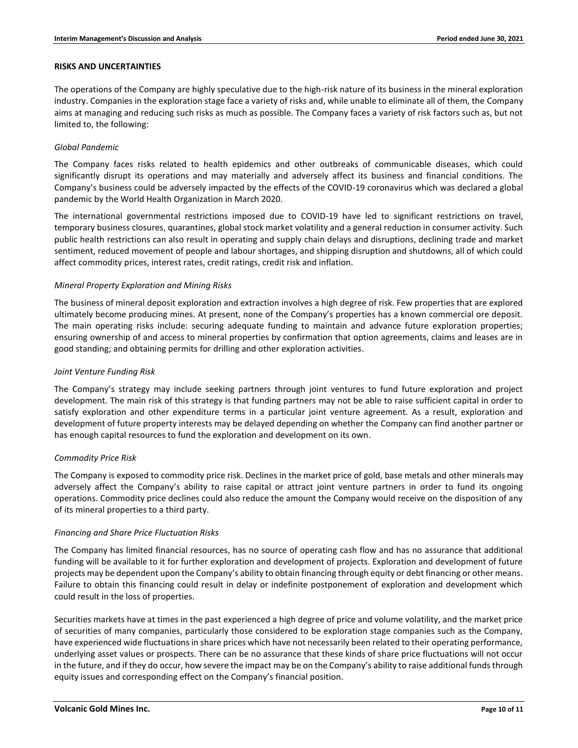## RISKS AND UNCERTAINTIES

The operations of the Company are highly speculative due to the high-risk nature of its business in the mineral exploration industry. Companies in the exploration stage face a variety of risks and, while unable to eliminate all of them, the Company aims at managing and reducing such risks as much as possible. The Company faces a variety of risk factors such as, but not limited to, the following:

### *Global Pandemic*

The Company faces risks related to health epidemics and other outbreaks of communicable diseases, which could significantly disrupt its operations and may materially and adversely affect its business and financial conditions. The Company's business could be adversely impacted by the effects of the COVID-19 coronavirus which was declared a global pandemic by the World Health Organization in March 2020.

The international governmental restrictions imposed due to COVID-19 have led to significant restrictions on travel, temporary business closures, quarantines, global stock market volatility and a general reduction in consumer activity. Such public health restrictions can also result in operating and supply chain delays and disruptions, declining trade and market sentiment, reduced movement of people and labour shortages, and shipping disruption and shutdowns, all of which could affect commodity prices, interest rates, credit ratings, credit risk and inflation.

### *Mineral Property Exploration and Mining Risks*

The business of mineral deposit exploration and extraction involves a high degree of risk. Few properties that are explored ultimately become producing mines. At present, none of the Company's properties has a known commercial ore deposit. The main operating risks include: securing adequate funding to maintain and advance future exploration properties; ensuring ownership of and access to mineral properties by confirmation that option agreements, claims and leases are in good standing; and obtaining permits for drilling and other exploration activities.

### *Joint Venture Funding Risk*

The Company's strategy may include seeking partners through joint ventures to fund future exploration and project development. The main risk of this strategy is that funding partners may not be able to raise sufficient capital in order to satisfy exploration and other expenditure terms in a particular joint venture agreement. As a result, exploration and development of future property interests may be delayed depending on whether the Company can find another partner or has enough capital resources to fund the exploration and development on its own.

### *Commodity Price Risk*

The Company is exposed to commodity price risk. Declines in the market price of gold, base metals and other minerals may adversely affect the Company's ability to raise capital or attract joint venture partners in order to fund its ongoing operations. Commodity price declines could also reduce the amount the Company would receive on the disposition of any of its mineral properties to a third party.

### *Financing and Share Price Fluctuation Risks*

The Company has limited financial resources, has no source of operating cash flow and has no assurance that additional funding will be available to it for further exploration and development of projects. Exploration and development of future projects may be dependent upon the Company's ability to obtain financing through equity or debt financing or other means. Failure to obtain this financing could result in delay or indefinite postponement of exploration and development which could result in the loss of properties.

Securities markets have at times in the past experienced a high degree of price and volume volatility, and the market price of securities of many companies, particularly those considered to be exploration stage companies such as the Company, have experienced wide fluctuations in share prices which have not necessarily been related to their operating performance, underlying asset values or prospects. There can be no assurance that these kinds of share price fluctuations will not occur in the future, and if they do occur, how severe the impact may be on the Company's ability to raise additional funds through equity issues and corresponding effect on the Company's financial position.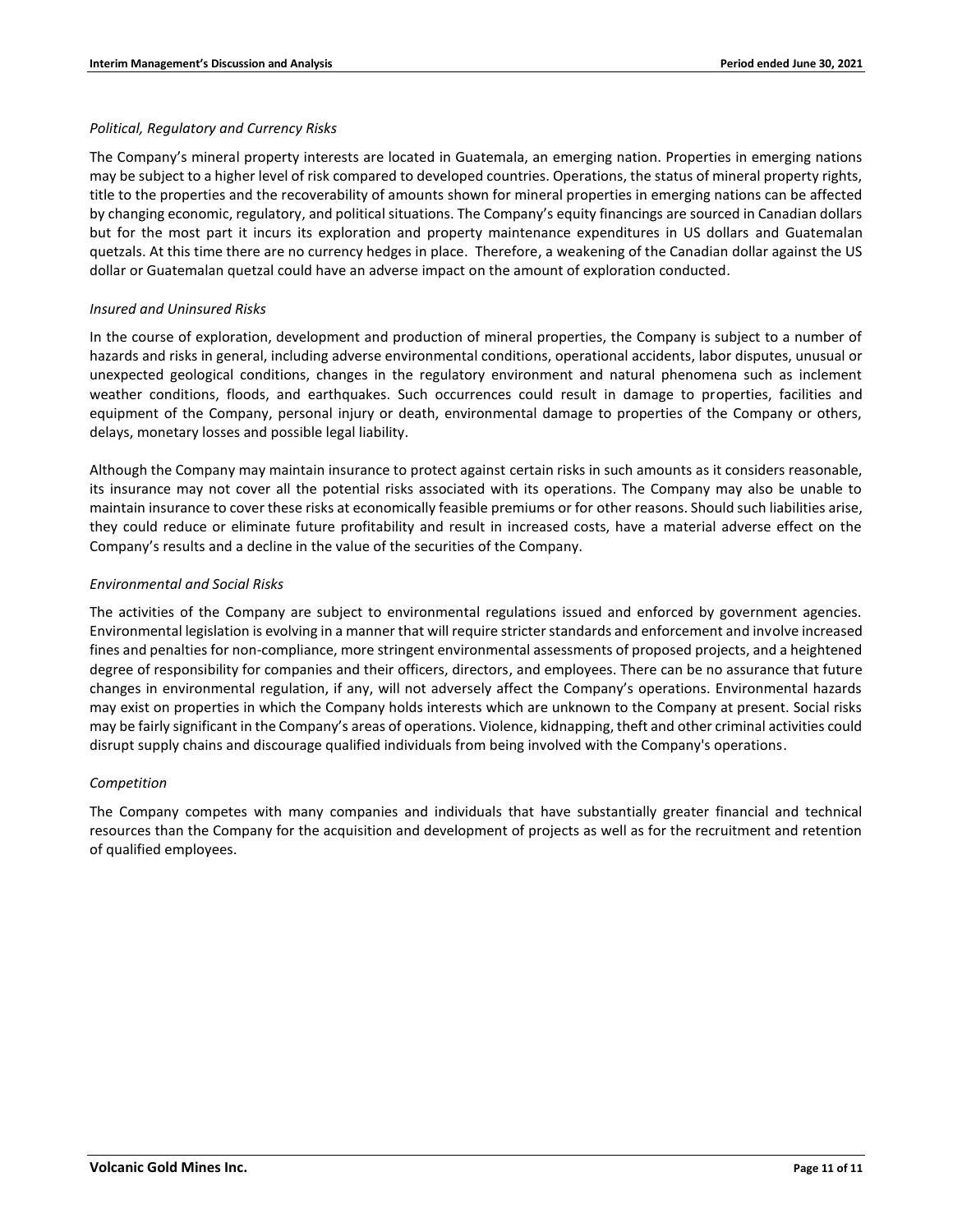*Political, Regulatory and Currency Risks*

The Company's mineral property interests are located in Guatemala, an emerging nation. Properties in emerging nations may be subject to a higher level of risk compared to developed countries. Operations, the status of mineral property rights, title to the properties and the recoverability of amounts shown for mineral properties in emerging nations can be affected by changing economic, regulatory, and political situations. The Company's equity financings are sourced in Canadian dollars but for the most part it incurs its exploration and property maintenance expenditures in US dollars and Guatemalan quetzals. At this time there are no currency hedges in place. Therefore, a weakening of the Canadian dollar against the US dollar or Guatemalan quetzal could have an adverse impact on the amount of exploration conducted.

*Insured and Uninsured Risks*

In the course of exploration, development and production of mineral properties, the Company is subject to a number of hazards and risks in general, including adverse environmental conditions, operational accidents, labor disputes, unusual or unexpected geological conditions, changes in the regulatory environment and natural phenomena such as inclement weather conditions, floods, and earthquakes. Such occurrences could result in damage to properties, facilities and equipment of the Company, personal injury or death, environmental damage to properties of the Company or others, delays, monetary losses and possible legal liability.

Although the Company may maintain insurance to protect against certain risks in such amounts as it considers reasonable, its insurance may not cover all the potential risks associated with its operations. The Company may also be unable to maintain insurance to cover these risks at economically feasible premiums or for other reasons. Should such liabilities arise, they could reduce or eliminate future profitability and result in increased costs, have a material adverse effect on the Company's results and a decline in the value of the securities of the Company.

*Environmental and Social Risks*

The activities of the Company are subject to environmental regulations issued and enforced by government agencies. Environmental legislation is evolving in a manner that will require stricter standards and enforcement and involve increased fines and penalties for non-compliance, more stringent environmental assessments of proposed projects, and a heightened degree of responsibility for companies and their officers, directors, and employees. There can be no assurance that future changes in environmental regulation, if any, will not adversely affect the Company's operations. Environmental hazards may exist on properties in which the Company holds interests which are unknown to the Company at present. Social risks may be fairly significant in the Company's areas of operations. Violence, kidnapping, theft and other criminal activities could disrupt supply chains and discourage qualified individuals from being involved with the Company's operations.

*Competition*

The Company competes with many companies and individuals that have substantially greater financial and technical resources than the Company for the acquisition and development of projects as well as for the recruitment and retention of qualified employees.